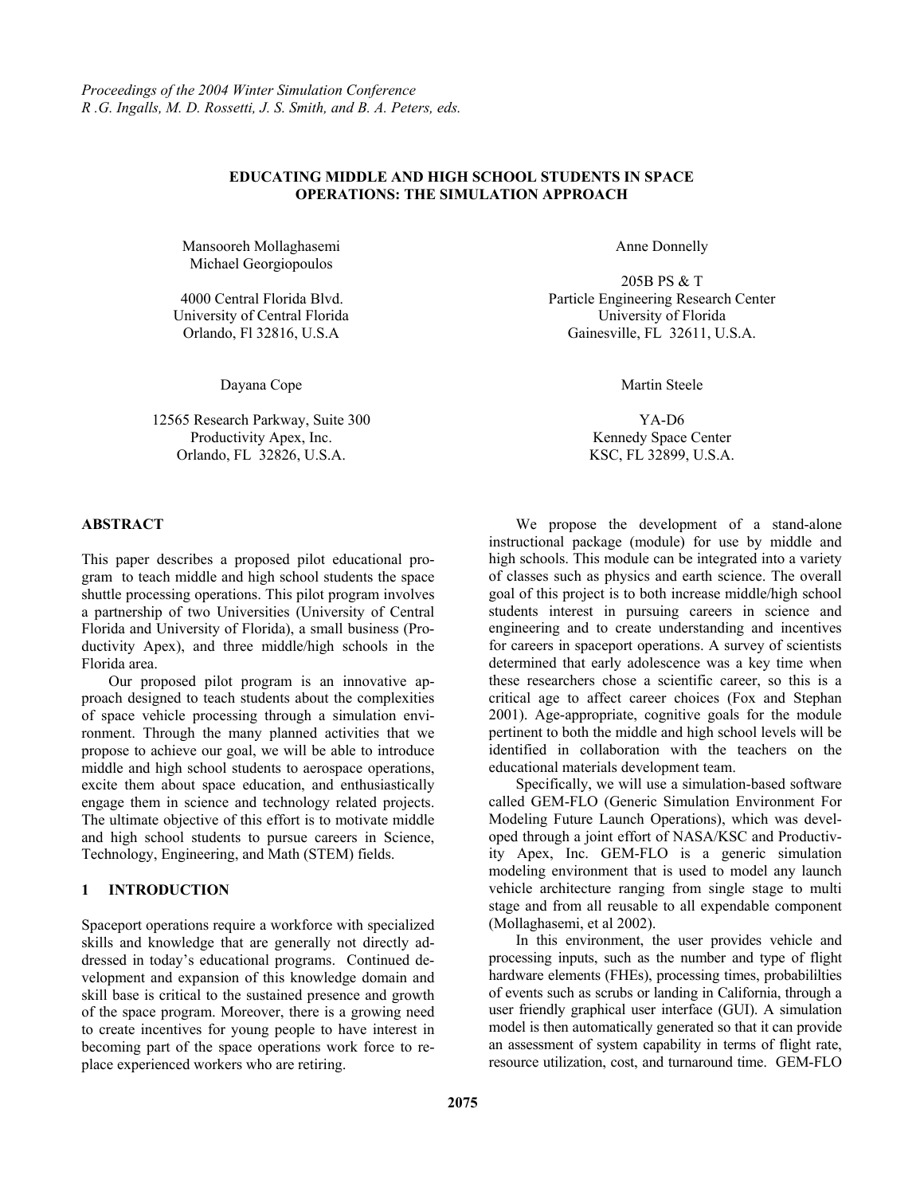*Proceedings of the 2004 Winter Simulation Conference*
*R .G. Ingalls, M. D. Rossetti, J. S. Smith, and B. A. Peters, eds.*

# EDUCATING MIDDLE AND HIGH SCHOOL STUDENTS IN SPACE OPERATIONS: THE SIMULATION APPROACH

Mansooreh Mollaghasemi
Michael Georgiopoulos

4000 Central Florida Blvd.
University of Central Florida
Orlando, Fl 32816, U.S.A

Anne Donnelly

205B PS & T
Particle Engineering Research Center
University of Florida
Gainesville, FL 32611, U.S.A.

Dayana Cope

12565 Research Parkway, Suite 300
Productivity Apex, Inc.
Orlando, FL 32826, U.S.A.

Martin Steele

YA-D6
Kennedy Space Center
KSC, FL 32899, U.S.A.

## ABSTRACT

This paper describes a proposed pilot educational program to teach middle and high school students the space shuttle processing operations. This pilot program involves a partnership of two Universities (University of Central Florida and University of Florida), a small business (Productivity Apex), and three middle/high schools in the Florida area.

Our proposed pilot program is an innovative approach designed to teach students about the complexities of space vehicle processing through a simulation environment. Through the many planned activities that we propose to achieve our goal, we will be able to introduce middle and high school students to aerospace operations, excite them about space education, and enthusiastically engage them in science and technology related projects. The ultimate objective of this effort is to motivate middle and high school students to pursue careers in Science, Technology, Engineering, and Math (STEM) fields.

## 1 INTRODUCTION

Spaceport operations require a workforce with specialized skills and knowledge that are generally not directly addressed in today's educational programs. Continued development and expansion of this knowledge domain and skill base is critical to the sustained presence and growth of the space program. Moreover, there is a growing need to create incentives for young people to have interest in becoming part of the space operations work force to replace experienced workers who are retiring.

We propose the development of a stand-alone instructional package (module) for use by middle and high schools. This module can be integrated into a variety of classes such as physics and earth science. The overall goal of this project is to both increase middle/high school students interest in pursuing careers in science and engineering and to create understanding and incentives for careers in spaceport operations. A survey of scientists determined that early adolescence was a key time when these researchers chose a scientific career, so this is a critical age to affect career choices (Fox and Stephan 2001). Age-appropriate, cognitive goals for the module pertinent to both the middle and high school levels will be identified in collaboration with the teachers on the educational materials development team.

Specifically, we will use a simulation-based software called GEM-FLO (Generic Simulation Environment For Modeling Future Launch Operations), which was developed through a joint effort of NASA/KSC and Productivity Apex, Inc. GEM-FLO is a generic simulation modeling environment that is used to model any launch vehicle architecture ranging from single stage to multi stage and from all reusable to all expendable component (Mollaghasemi, et al 2002).

In this environment, the user provides vehicle and processing inputs, such as the number and type of flight hardware elements (FHEs), processing times, probabililties of events such as scrubs or landing in California, through a user friendly graphical user interface (GUI). A simulation model is then automatically generated so that it can provide an assessment of system capability in terms of flight rate, resource utilization, cost, and turnaround time. GEM-FLO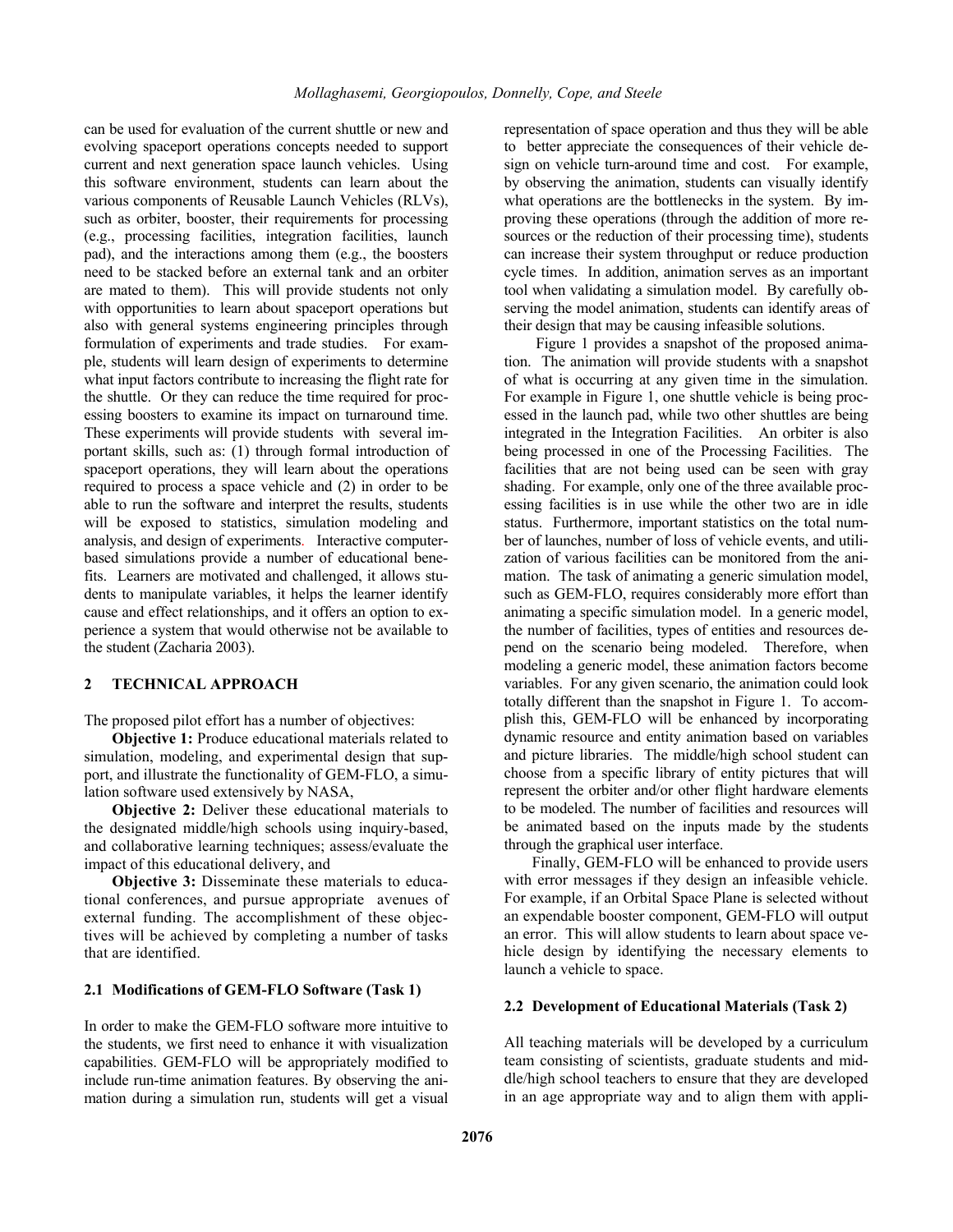can be used for evaluation of the current shuttle or new and evolving spaceport operations concepts needed to support current and next generation space launch vehicles. Using this software environment, students can learn about the various components of Reusable Launch Vehicles (RLVs), such as orbiter, booster, their requirements for processing (e.g., processing facilities, integration facilities, launch pad), and the interactions among them (e.g., the boosters need to be stacked before an external tank and an orbiter are mated to them). This will provide students not only with opportunities to learn about spaceport operations but also with general systems engineering principles through formulation of experiments and trade studies. For example, students will learn design of experiments to determine what input factors contribute to increasing the flight rate for the shuttle. Or they can reduce the time required for processing boosters to examine its impact on turnaround time. These experiments will provide students with several important skills, such as: (1) through formal introduction of spaceport operations, they will learn about the operations required to process a space vehicle and (2) in order to be able to run the software and interpret the results, students will be exposed to statistics, simulation modeling and analysis, and design of experiments. Interactive computer-based simulations provide a number of educational benefits. Learners are motivated and challenged, it allows students to manipulate variables, it helps the learner identify cause and effect relationships, and it offers an option to experience a system that would otherwise not be available to the student (Zacharia 2003).

## 2 TECHNICAL APPROACH

The proposed pilot effort has a number of objectives:

**Objective 1:** Produce educational materials related to simulation, modeling, and experimental design that support, and illustrate the functionality of GEM-FLO, a simulation software used extensively by NASA,

**Objective 2:** Deliver these educational materials to the designated middle/high schools using inquiry-based, and collaborative learning techniques; assess/evaluate the impact of this educational delivery, and

**Objective 3:** Disseminate these materials to educational conferences, and pursue appropriate avenues of external funding. The accomplishment of these objectives will be achieved by completing a number of tasks that are identified.

### 2.1 Modifications of GEM-FLO Software (Task 1)

In order to make the GEM-FLO software more intuitive to the students, we first need to enhance it with visualization capabilities. GEM-FLO will be appropriately modified to include run-time animation features. By observing the animation during a simulation run, students will get a visual representation of space operation and thus they will be able to better appreciate the consequences of their vehicle design on vehicle turn-around time and cost. For example, by observing the animation, students can visually identify what operations are the bottlenecks in the system. By improving these operations (through the addition of more resources or the reduction of their processing time), students can increase their system throughput or reduce production cycle times. In addition, animation serves as an important tool when validating a simulation model. By carefully observing the model animation, students can identify areas of their design that may be causing infeasible solutions.

Figure 1 provides a snapshot of the proposed animation. The animation will provide students with a snapshot of what is occurring at any given time in the simulation. For example in Figure 1, one shuttle vehicle is being processed in the launch pad, while two other shuttles are being integrated in the Integration Facilities. An orbiter is also being processed in one of the Processing Facilities. The facilities that are not being used can be seen with gray shading. For example, only one of the three available processing facilities is in use while the other two are in idle status. Furthermore, important statistics on the total number of launches, number of loss of vehicle events, and utilization of various facilities can be monitored from the animation. The task of animating a generic simulation model, such as GEM-FLO, requires considerably more effort than animating a specific simulation model. In a generic model, the number of facilities, types of entities and resources depend on the scenario being modeled. Therefore, when modeling a generic model, these animation factors become variables. For any given scenario, the animation could look totally different than the snapshot in Figure 1. To accomplish this, GEM-FLO will be enhanced by incorporating dynamic resource and entity animation based on variables and picture libraries. The middle/high school student can choose from a specific library of entity pictures that will represent the orbiter and/or other flight hardware elements to be modeled. The number of facilities and resources will be animated based on the inputs made by the students through the graphical user interface.

Finally, GEM-FLO will be enhanced to provide users with error messages if they design an infeasible vehicle. For example, if an Orbital Space Plane is selected without an expendable booster component, GEM-FLO will output an error. This will allow students to learn about space vehicle design by identifying the necessary elements to launch a vehicle to space.

### 2.2 Development of Educational Materials (Task 2)

All teaching materials will be developed by a curriculum team consisting of scientists, graduate students and middle/high school teachers to ensure that they are developed in an age appropriate way and to align them with appli-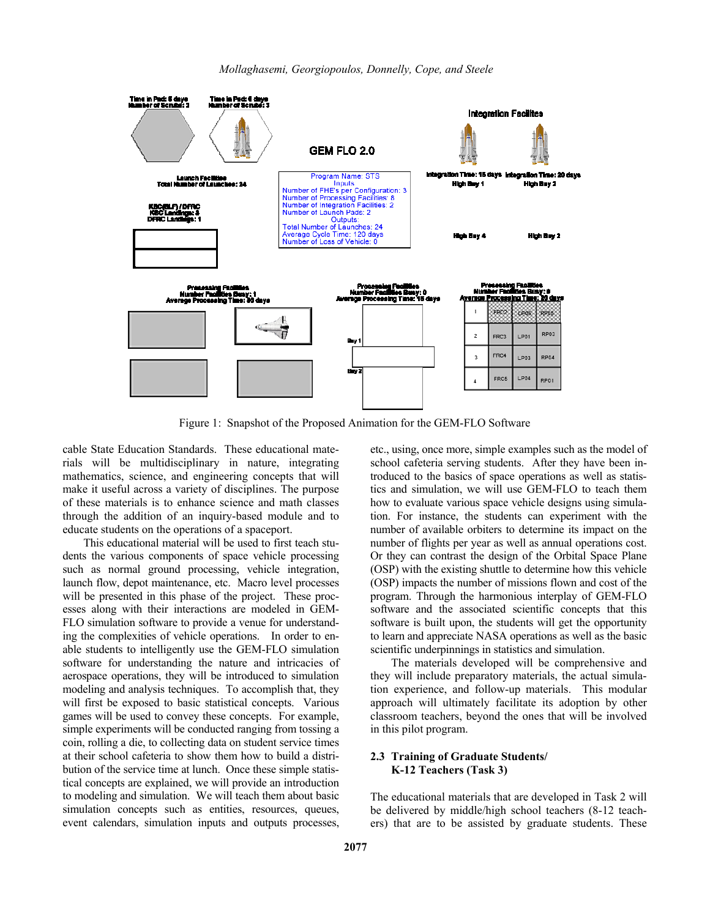Figure 1: Snapshot of the Proposed Animation for the GEM-FLO Software

cable State Education Standards. These educational materials will be multidisciplinary in nature, integrating mathematics, science, and engineering concepts that will make it useful across a variety of disciplines. The purpose of these materials is to enhance science and math classes through the addition of an inquiry-based module and to educate students on the operations of a spaceport.

This educational material will be used to first teach students the various components of space vehicle processing such as normal ground processing, vehicle integration, launch flow, depot maintenance, etc. Macro level processes will be presented in this phase of the project. These processes along with their interactions are modeled in GEM-FLO simulation software to provide a venue for understanding the complexities of vehicle operations. In order to enable students to intelligently use the GEM-FLO simulation software for understanding the nature and intricacies of aerospace operations, they will be introduced to simulation modeling and analysis techniques. To accomplish that, they will first be exposed to basic statistical concepts. Various games will be used to convey these concepts. For example, simple experiments will be conducted ranging from tossing a coin, rolling a die, to collecting data on student service times at their school cafeteria to show them how to build a distribution of the service time at lunch. Once these simple statistical concepts are explained, we will provide an introduction to modeling and simulation. We will teach them about basic simulation concepts such as entities, resources, queues, event calendars, simulation inputs and outputs processes, etc., using, once more, simple examples such as the model of school cafeteria serving students. After they have been introduced to the basics of space operations as well as statistics and simulation, we will use GEM-FLO to teach them how to evaluate various space vehicle designs using simulation. For instance, the students can experiment with the number of available orbiters to determine its impact on the number of flights per year as well as annual operations cost. Or they can contrast the design of the Orbital Space Plane (OSP) with the existing shuttle to determine how this vehicle (OSP) impacts the number of missions flown and cost of the program. Through the harmonious interplay of GEM-FLO software and the associated scientific concepts that this software is built upon, the students will get the opportunity to learn and appreciate NASA operations as well as the basic scientific underpinnings in statistics and simulation.

The materials developed will be comprehensive and they will include preparatory materials, the actual simulation experience, and follow-up materials. This modular approach will ultimately facilitate its adoption by other classroom teachers, beyond the ones that will be involved in this pilot program.

### 2.3 Training of Graduate Students/ K-12 Teachers (Task 3)

The educational materials that are developed in Task 2 will be delivered by middle/high school teachers (8-12 teachers) that are to be assisted by graduate students. These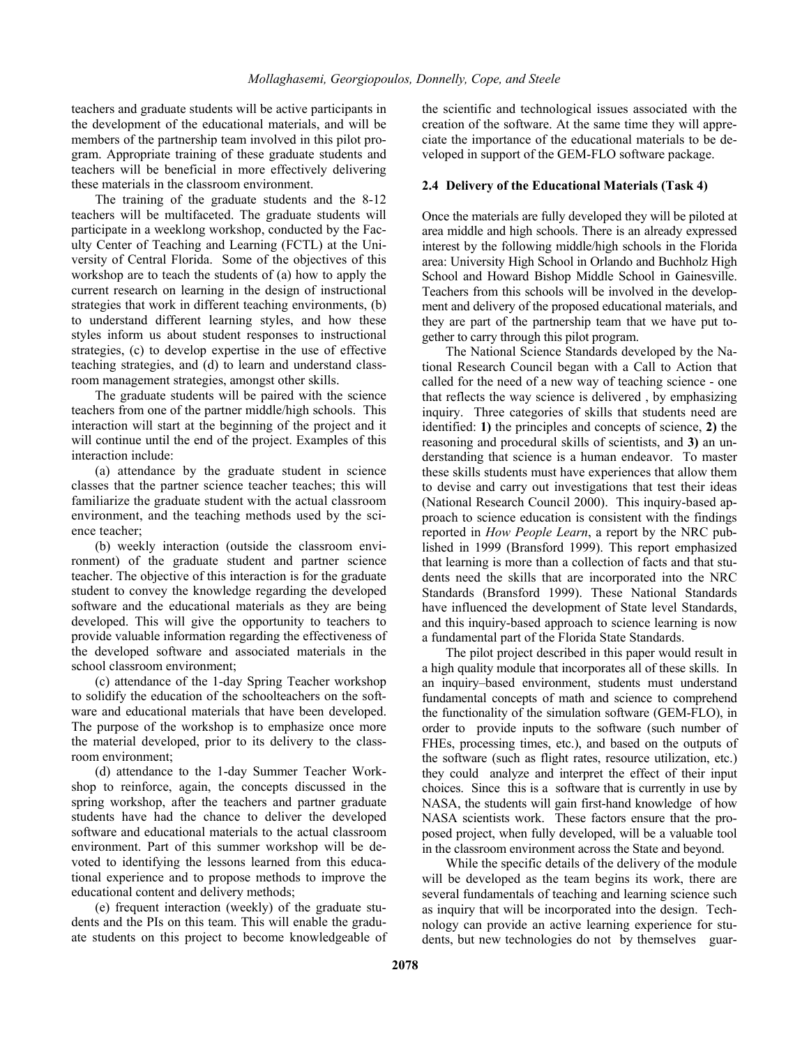teachers and graduate students will be active participants in the development of the educational materials, and will be members of the partnership team involved in this pilot program. Appropriate training of these graduate students and teachers will be beneficial in more effectively delivering these materials in the classroom environment.

The training of the graduate students and the 8-12 teachers will be multifaceted. The graduate students will participate in a weeklong workshop, conducted by the Faculty Center of Teaching and Learning (FCTL) at the University of Central Florida. Some of the objectives of this workshop are to teach the students of (a) how to apply the current research on learning in the design of instructional strategies that work in different teaching environments, (b) to understand different learning styles, and how these styles inform us about student responses to instructional strategies, (c) to develop expertise in the use of effective teaching strategies, and (d) to learn and understand classroom management strategies, amongst other skills.

The graduate students will be paired with the science teachers from one of the partner middle/high schools. This interaction will start at the beginning of the project and it will continue until the end of the project. Examples of this interaction include:

(a) attendance by the graduate student in science classes that the partner science teacher teaches; this will familiarize the graduate student with the actual classroom environment, and the teaching methods used by the science teacher;

(b) weekly interaction (outside the classroom environment) of the graduate student and partner science teacher. The objective of this interaction is for the graduate student to convey the knowledge regarding the developed software and the educational materials as they are being developed. This will give the opportunity to teachers to provide valuable information regarding the effectiveness of the developed software and associated materials in the school classroom environment;

(c) attendance of the 1-day Spring Teacher workshop to solidify the education of the schoolteachers on the software and educational materials that have been developed. The purpose of the workshop is to emphasize once more the material developed, prior to its delivery to the classroom environment;

(d) attendance to the 1-day Summer Teacher Workshop to reinforce, again, the concepts discussed in the spring workshop, after the teachers and partner graduate students have had the chance to deliver the developed software and educational materials to the actual classroom environment. Part of this summer workshop will be devoted to identifying the lessons learned from this educational experience and to propose methods to improve the educational content and delivery methods;

(e) frequent interaction (weekly) of the graduate students and the PIs on this team. This will enable the graduate students on this project to become knowledgeable of the scientific and technological issues associated with the creation of the software. At the same time they will appreciate the importance of the educational materials to be developed in support of the GEM-FLO software package.

### 2.4 Delivery of the Educational Materials (Task 4)

Once the materials are fully developed they will be piloted at area middle and high schools. There is an already expressed interest by the following middle/high schools in the Florida area: University High School in Orlando and Buchholz High School and Howard Bishop Middle School in Gainesville. Teachers from this schools will be involved in the development and delivery of the proposed educational materials, and they are part of the partnership team that we have put together to carry through this pilot program.

The National Science Standards developed by the National Research Council began with a Call to Action that called for the need of a new way of teaching science - one that reflects the way science is delivered , by emphasizing inquiry. Three categories of skills that students need are identified: **1)** the principles and concepts of science, **2)** the reasoning and procedural skills of scientists, and **3)** an understanding that science is a human endeavor. To master these skills students must have experiences that allow them to devise and carry out investigations that test their ideas (National Research Council 2000). This inquiry-based approach to science education is consistent with the findings reported in *How People Learn*, a report by the NRC published in 1999 (Bransford 1999). This report emphasized that learning is more than a collection of facts and that students need the skills that are incorporated into the NRC Standards (Bransford 1999). These National Standards have influenced the development of State level Standards, and this inquiry-based approach to science learning is now a fundamental part of the Florida State Standards.

The pilot project described in this paper would result in a high quality module that incorporates all of these skills. In an inquiry–based environment, students must understand fundamental concepts of math and science to comprehend the functionality of the simulation software (GEM-FLO), in order to provide inputs to the software (such number of FHEs, processing times, etc.), and based on the outputs of the software (such as flight rates, resource utilization, etc.) they could analyze and interpret the effect of their input choices. Since this is a software that is currently in use by NASA, the students will gain first-hand knowledge of how NASA scientists work. These factors ensure that the proposed project, when fully developed, will be a valuable tool in the classroom environment across the State and beyond.

While the specific details of the delivery of the module will be developed as the team begins its work, there are several fundamentals of teaching and learning science such as inquiry that will be incorporated into the design. Technology can provide an active learning experience for students, but new technologies do not by themselves guar-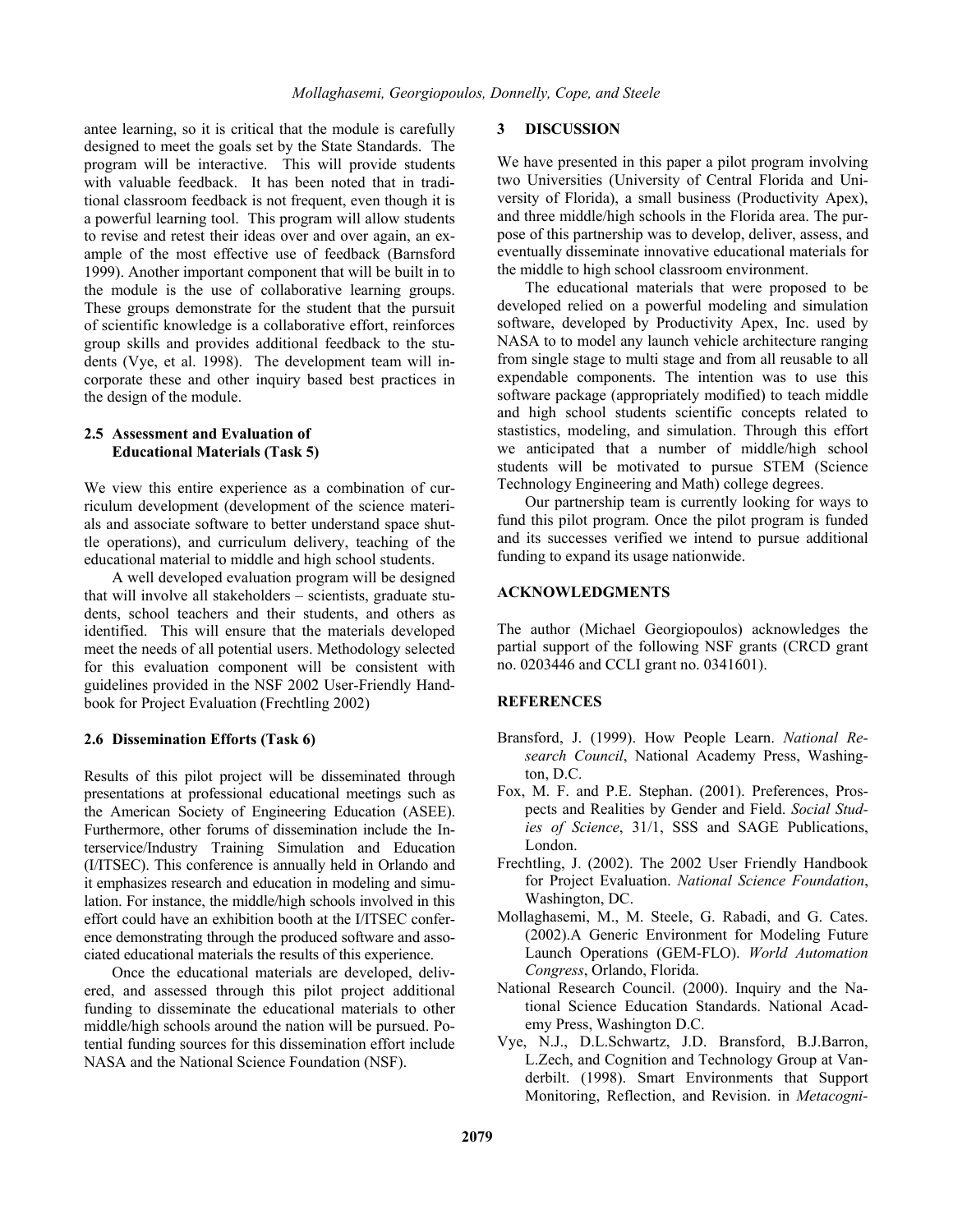antee learning, so it is critical that the module is carefully designed to meet the goals set by the State Standards. The program will be interactive. This will provide students with valuable feedback. It has been noted that in traditional classroom feedback is not frequent, even though it is a powerful learning tool. This program will allow students to revise and retest their ideas over and over again, an example of the most effective use of feedback (Barnsford 1999). Another important component that will be built in to the module is the use of collaborative learning groups. These groups demonstrate for the student that the pursuit of scientific knowledge is a collaborative effort, reinforces group skills and provides additional feedback to the students (Vye, et al. 1998). The development team will incorporate these and other inquiry based best practices in the design of the module.

### 2.5 Assessment and Evaluation of Educational Materials (Task 5)

We view this entire experience as a combination of curriculum development (development of the science materials and associate software to better understand space shuttle operations), and curriculum delivery, teaching of the educational material to middle and high school students.

A well developed evaluation program will be designed that will involve all stakeholders – scientists, graduate students, school teachers and their students, and others as identified. This will ensure that the materials developed meet the needs of all potential users. Methodology selected for this evaluation component will be consistent with guidelines provided in the NSF 2002 User-Friendly Handbook for Project Evaluation (Frechtling 2002)

### 2.6 Dissemination Efforts (Task 6)

Results of this pilot project will be disseminated through presentations at professional educational meetings such as the American Society of Engineering Education (ASEE). Furthermore, other forums of dissemination include the Interservice/Industry Training Simulation and Education (I/ITSEC). This conference is annually held in Orlando and it emphasizes research and education in modeling and simulation. For instance, the middle/high schools involved in this effort could have an exhibition booth at the I/ITSEC conference demonstrating through the produced software and associated educational materials the results of this experience.

Once the educational materials are developed, delivered, and assessed through this pilot project additional funding to disseminate the educational materials to other middle/high schools around the nation will be pursued. Potential funding sources for this dissemination effort include NASA and the National Science Foundation (NSF).

## 3 DISCUSSION

We have presented in this paper a pilot program involving two Universities (University of Central Florida and University of Florida), a small business (Productivity Apex), and three middle/high schools in the Florida area. The purpose of this partnership was to develop, deliver, assess, and eventually disseminate innovative educational materials for the middle to high school classroom environment.

The educational materials that were proposed to be developed relied on a powerful modeling and simulation software, developed by Productivity Apex, Inc. used by NASA to to model any launch vehicle architecture ranging from single stage to multi stage and from all reusable to all expendable components. The intention was to use this software package (appropriately modified) to teach middle and high school students scientific concepts related to stastistics, modeling, and simulation. Through this effort we anticipated that a number of middle/high school students will be motivated to pursue STEM (Science Technology Engineering and Math) college degrees.

Our partnership team is currently looking for ways to fund this pilot program. Once the pilot program is funded and its successes verified we intend to pursue additional funding to expand its usage nationwide.

## ACKNOWLEDGMENTS

The author (Michael Georgiopoulos) acknowledges the partial support of the following NSF grants (CRCD grant no. 0203446 and CCLI grant no. 0341601).

## REFERENCES

Bransford, J. (1999). How People Learn. *National Research Council*, National Academy Press, Washington, D.C.

Fox, M. F. and P.E. Stephan. (2001). Preferences, Prospects and Realities by Gender and Field. *Social Studies of Science*, 31/1, SSS and SAGE Publications, London.

Frechtling, J. (2002). The 2002 User Friendly Handbook for Project Evaluation. *National Science Foundation*, Washington, DC.

Mollaghasemi, M., M. Steele, G. Rabadi, and G. Cates. (2002).A Generic Environment for Modeling Future Launch Operations (GEM-FLO). *World Automation Congress*, Orlando, Florida.

National Research Council. (2000). Inquiry and the National Science Education Standards. National Academy Press, Washington D.C.

Vye, N.J., D.L.Schwartz, J.D. Bransford, B.J.Barron, L.Zech, and Cognition and Technology Group at Vanderbilt. (1998). Smart Environments that Support Monitoring, Reflection, and Revision. in *Metacogni-*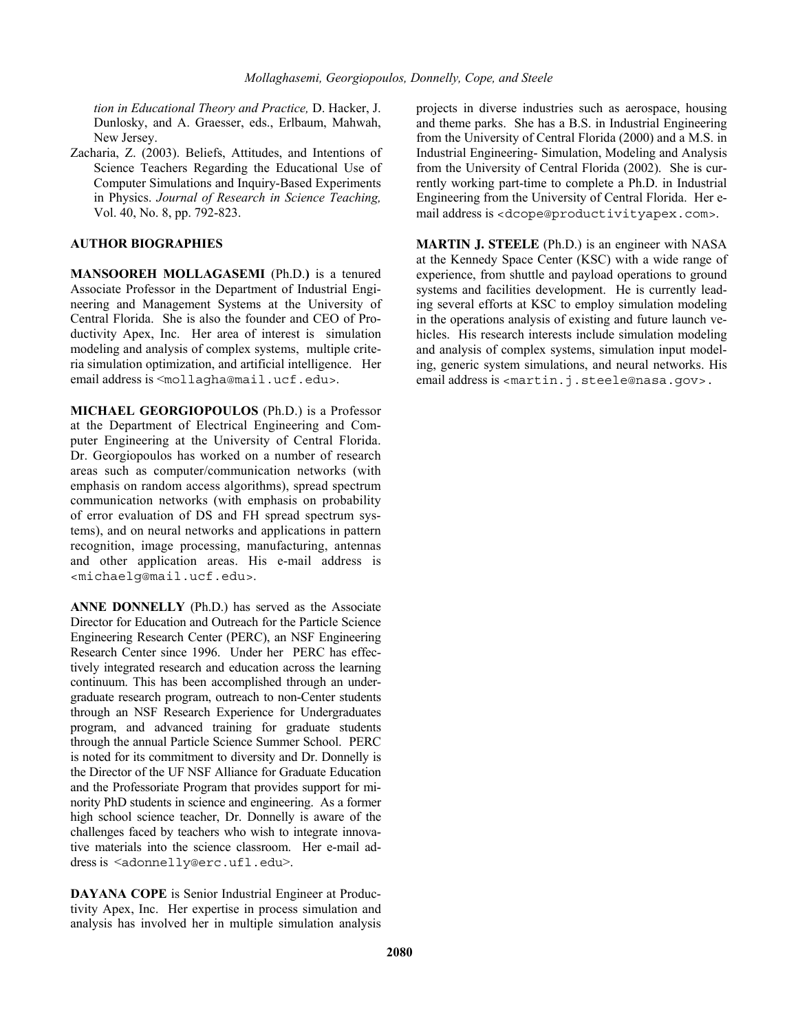*tion in Educational Theory and Practice,* D. Hacker, J. Dunlosky, and A. Graesser, eds., Erlbaum, Mahwah, New Jersey.

Zacharia, Z. (2003). Beliefs, Attitudes, and Intentions of Science Teachers Regarding the Educational Use of Computer Simulations and Inquiry-Based Experiments in Physics. *Journal of Research in Science Teaching,* Vol. 40, No. 8, pp. 792-823.

## AUTHOR BIOGRAPHIES

**MANSOOREH MOLLAGASEMI** (Ph.D.**)** is a tenured Associate Professor in the Department of Industrial Engineering and Management Systems at the University of Central Florida. She is also the founder and CEO of Productivity Apex, Inc. Her area of interest is simulation modeling and analysis of complex systems, multiple criteria simulation optimization, and artificial intelligence. Her email address is <mollagha@mail.ucf.edu>.

**MICHAEL GEORGIOPOULOS** (Ph.D.) is a Professor at the Department of Electrical Engineering and Computer Engineering at the University of Central Florida. Dr. Georgiopoulos has worked on a number of research areas such as computer/communication networks (with emphasis on random access algorithms), spread spectrum communication networks (with emphasis on probability of error evaluation of DS and FH spread spectrum systems), and on neural networks and applications in pattern recognition, image processing, manufacturing, antennas and other application areas. His e-mail address is <michaelg@mail.ucf.edu>.

**ANNE DONNELLY** (Ph.D.) has served as the Associate Director for Education and Outreach for the Particle Science Engineering Research Center (PERC), an NSF Engineering Research Center since 1996. Under her PERC has effectively integrated research and education across the learning continuum. This has been accomplished through an undergraduate research program, outreach to non-Center students through an NSF Research Experience for Undergraduates program, and advanced training for graduate students through the annual Particle Science Summer School. PERC is noted for its commitment to diversity and Dr. Donnelly is the Director of the UF NSF Alliance for Graduate Education and the Professoriate Program that provides support for minority PhD students in science and engineering. As a former high school science teacher, Dr. Donnelly is aware of the challenges faced by teachers who wish to integrate innovative materials into the science classroom. Her e-mail address is <adonnelly@erc.ufl.edu>.

**DAYANA COPE** is Senior Industrial Engineer at Productivity Apex, Inc. Her expertise in process simulation and analysis has involved her in multiple simulation analysis projects in diverse industries such as aerospace, housing and theme parks. She has a B.S. in Industrial Engineering from the University of Central Florida (2000) and a M.S. in Industrial Engineering- Simulation, Modeling and Analysis from the University of Central Florida (2002). She is currently working part-time to complete a Ph.D. in Industrial Engineering from the University of Central Florida. Her e-mail address is <dcope@productivityapex.com>.

**MARTIN J. STEELE** (Ph.D.) is an engineer with NASA at the Kennedy Space Center (KSC) with a wide range of experience, from shuttle and payload operations to ground systems and facilities development. He is currently leading several efforts at KSC to employ simulation modeling in the operations analysis of existing and future launch vehicles. His research interests include simulation modeling and analysis of complex systems, simulation input modeling, generic system simulations, and neural networks. His email address is <martin.j.steele@nasa.gov>.